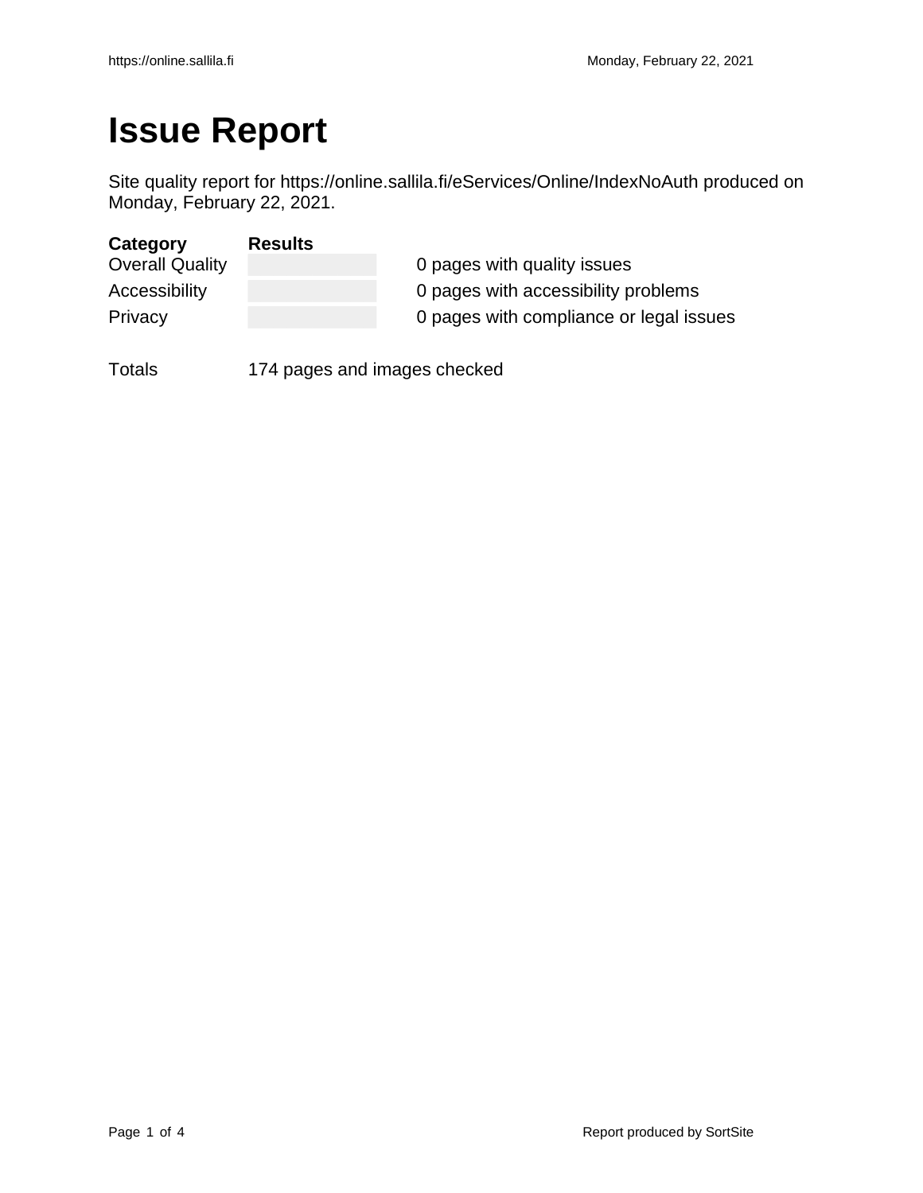# Issue Report

Site quality report for https://online.sallila.fi/eServices/Online/IndexNoAuth produced on Monday, February 22, 2021.

| Category | Results | |
|---|---|---|
| Overall Quality | | 0 pages with quality issues |
| Accessibility | | 0 pages with accessibility problems |
| Privacy | | 0 pages with compliance or legal issues |

Totals 174 pages and images checked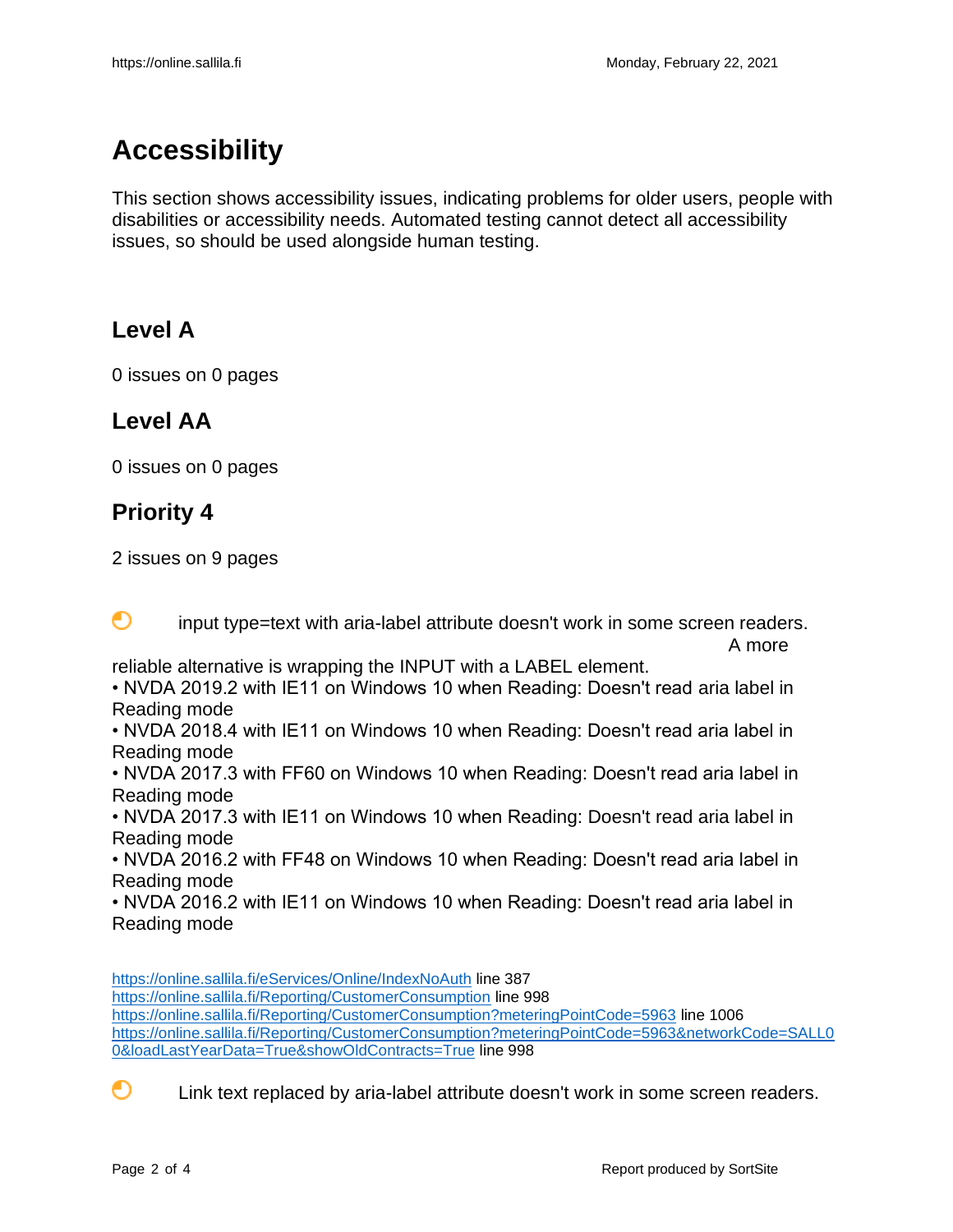# Accessibility

This section shows accessibility issues, indicating problems for older users, people with disabilities or accessibility needs. Automated testing cannot detect all accessibility issues, so should be used alongside human testing.

## Level A

0 issues on 0 pages

## Level AA

0 issues on 0 pages

## Priority 4

2 issues on 9 pages

input type=text with aria-label attribute doesn't work in some screen readers. A more reliable alternative is wrapping the INPUT with a LABEL element.

- NVDA 2019.2 with IE11 on Windows 10 when Reading: Doesn't read aria label in Reading mode
- NVDA 2018.4 with IE11 on Windows 10 when Reading: Doesn't read aria label in Reading mode
- NVDA 2017.3 with FF60 on Windows 10 when Reading: Doesn't read aria label in Reading mode
- NVDA 2017.3 with IE11 on Windows 10 when Reading: Doesn't read aria label in Reading mode
- NVDA 2016.2 with FF48 on Windows 10 when Reading: Doesn't read aria label in Reading mode
- NVDA 2016.2 with IE11 on Windows 10 when Reading: Doesn't read aria label in Reading mode

https://online.sallila.fi/eServices/Online/IndexNoAuth line 387
https://online.sallila.fi/Reporting/CustomerConsumption line 998
https://online.sallila.fi/Reporting/CustomerConsumption?meteringPointCode=5963 line 1006
https://online.sallila.fi/Reporting/CustomerConsumption?meteringPointCode=5963&networkCode=SALL00&loadLastYearData=True&showOldContracts=True line 998

Link text replaced by aria-label attribute doesn't work in some screen readers.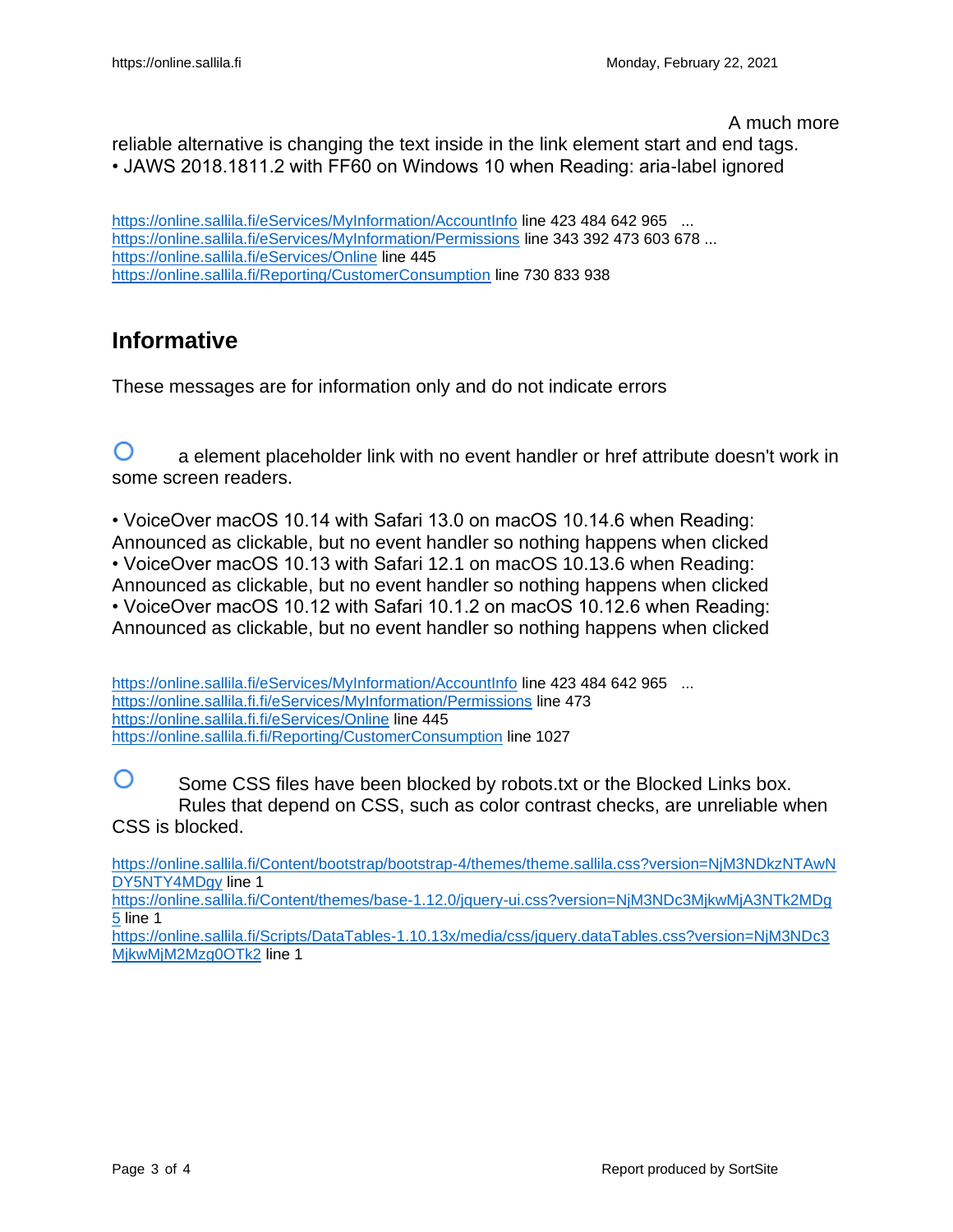A much more reliable alternative is changing the text inside in the link element start and end tags.
• JAWS 2018.1811.2 with FF60 on Windows 10 when Reading: aria-label ignored

https://online.sallila.fi/eServices/MyInformation/AccountInfo line 423 484 642 965 ...
https://online.sallila.fi/eServices/MyInformation/Permissions line 343 392 473 603 678 ...
https://online.sallila.fi/eServices/Online line 445
https://online.sallila.fi/Reporting/CustomerConsumption line 730 833 938

## Informative

These messages are for information only and do not indicate errors

a element placeholder link with no event handler or href attribute doesn't work in some screen readers.

• VoiceOver macOS 10.14 with Safari 13.0 on macOS 10.14.6 when Reading: Announced as clickable, but no event handler so nothing happens when clicked
• VoiceOver macOS 10.13 with Safari 12.1 on macOS 10.13.6 when Reading: Announced as clickable, but no event handler so nothing happens when clicked
• VoiceOver macOS 10.12 with Safari 10.1.2 on macOS 10.12.6 when Reading: Announced as clickable, but no event handler so nothing happens when clicked

https://online.sallila.fi/eServices/MyInformation/AccountInfo line 423 484 642 965 ...
https://online.sallila.fi.fi/eServices/MyInformation/Permissions line 473
https://online.sallila.fi.fi/eServices/Online line 445
https://online.sallila.fi.fi/Reporting/CustomerConsumption line 1027

Some CSS files have been blocked by robots.txt or the Blocked Links box. Rules that depend on CSS, such as color contrast checks, are unreliable when CSS is blocked.

https://online.sallila.fi/Content/bootstrap/bootstrap-4/themes/theme.sallila.css?version=NjM3NDkzNTAwNDY5NTY4MDgy line 1
https://online.sallila.fi/Content/themes/base-1.12.0/jquery-ui.css?version=NjM3NDc3MjkwMjA3NTk2MDg5 line 1
https://online.sallila.fi/Scripts/DataTables-1.10.13x/media/css/jquery.dataTables.css?version=NjM3NDc3MjkwMjM2Mzg0OTk2 line 1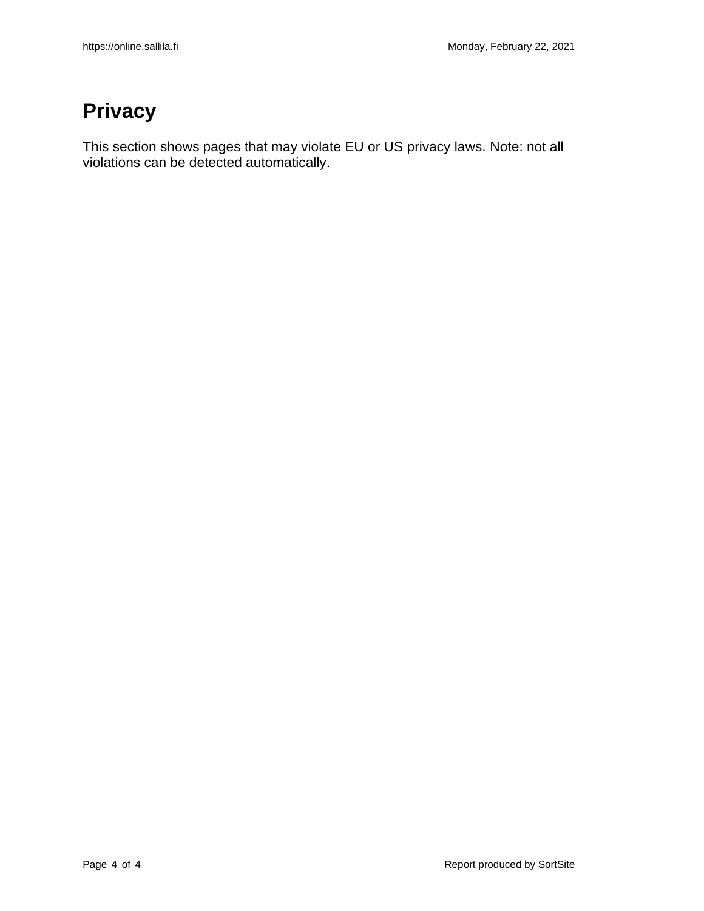# Privacy

This section shows pages that may violate EU or US privacy laws. Note: not all violations can be detected automatically.